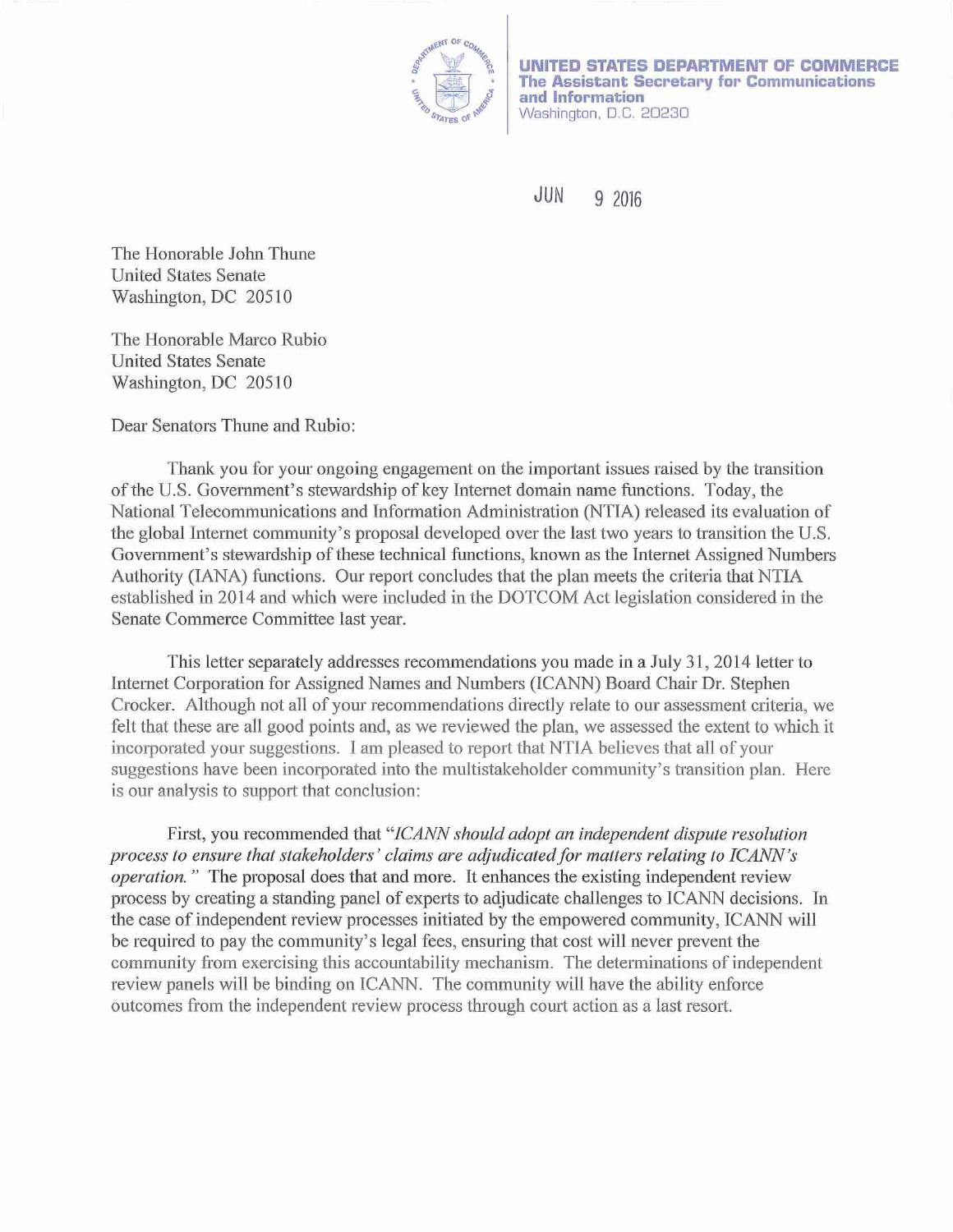**UNITED STATES DEPARTMENT OF COMMERCE**
**The Assistant Secretary for Communications and Information**
Washington, D.C. 20230

JUN 9 2016

The Honorable John Thune
United States Senate
Washington, DC 20510

The Honorable Marco Rubio
United States Senate
Washington, DC 20510

Dear Senators Thune and Rubio:

Thank you for your ongoing engagement on the important issues raised by the transition of the U.S. Government's stewardship of key Internet domain name functions. Today, the National Telecommunications and Information Administration (NTIA) released its evaluation of the global Internet community's proposal developed over the last two years to transition the U.S. Government's stewardship of these technical functions, known as the Internet Assigned Numbers Authority (IANA) functions. Our report concludes that the plan meets the criteria that NTIA established in 2014 and which were included in the DOTCOM Act legislation considered in the Senate Commerce Committee last year.

This letter separately addresses recommendations you made in a July 31, 2014 letter to Internet Corporation for Assigned Names and Numbers (ICANN) Board Chair Dr. Stephen Crocker. Although not all of your recommendations directly relate to our assessment criteria, we felt that these are all good points and, as we reviewed the plan, we assessed the extent to which it incorporated your suggestions. I am pleased to report that NTIA believes that all of your suggestions have been incorporated into the multistakeholder community's transition plan. Here is our analysis to support that conclusion:

First, you recommended that "*ICANN should adopt an independent dispute resolution process to ensure that stakeholders' claims are adjudicated for matters relating to ICANN's operation.*" The proposal does that and more. It enhances the existing independent review process by creating a standing panel of experts to adjudicate challenges to ICANN decisions. In the case of independent review processes initiated by the empowered community, ICANN will be required to pay the community's legal fees, ensuring that cost will never prevent the community from exercising this accountability mechanism. The determinations of independent review panels will be binding on ICANN. The community will have the ability enforce outcomes from the independent review process through court action as a last resort.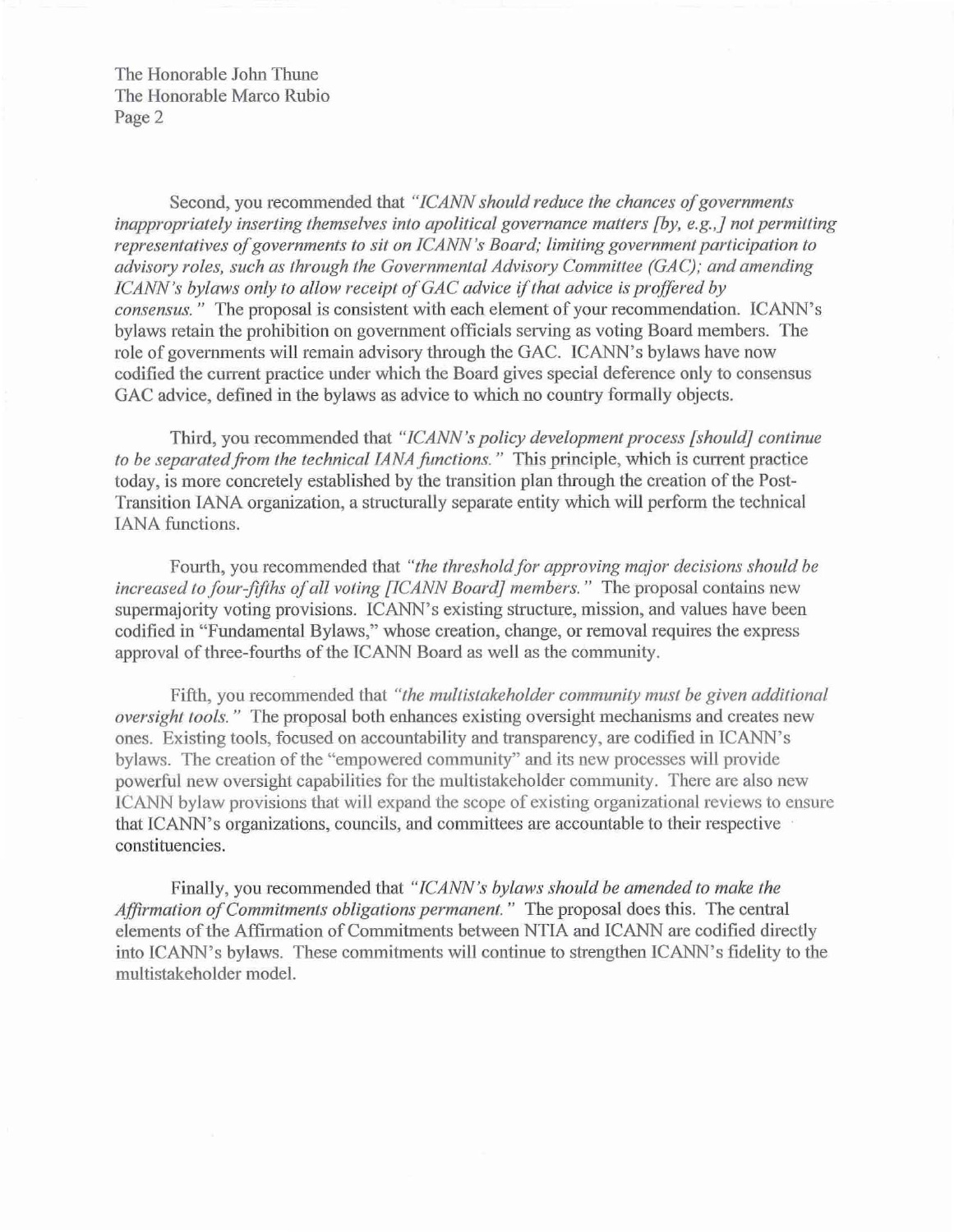Second, you recommended that *"ICANN should reduce the chances of governments inappropriately inserting themselves into apolitical governance matters [by, e.g.,] not permitting representatives of governments to sit on ICANN's Board; limiting government participation to advisory roles, such as through the Governmental Advisory Committee (GAC); and amending ICANN's bylaws only to allow receipt of GAC advice if that advice is proffered by consensus."* The proposal is consistent with each element of your recommendation. ICANN's bylaws retain the prohibition on government officials serving as voting Board members. The role of governments will remain advisory through the GAC. ICANN's bylaws have now codified the current practice under which the Board gives special deference only to consensus GAC advice, defined in the bylaws as advice to which no country formally objects.

Third, you recommended that *"ICANN's policy development process [should] continue to be separated from the technical IANA functions."* This principle, which is current practice today, is more concretely established by the transition plan through the creation of the Post-Transition IANA organization, a structurally separate entity which will perform the technical IANA functions.

Fourth, you recommended that *"the threshold for approving major decisions should be increased to four-fifths of all voting [ICANN Board] members."* The proposal contains new supermajority voting provisions. ICANN's existing structure, mission, and values have been codified in "Fundamental Bylaws," whose creation, change, or removal requires the express approval of three-fourths of the ICANN Board as well as the community.

Fifth, you recommended that *"the multistakeholder community must be given additional oversight tools."* The proposal both enhances existing oversight mechanisms and creates new ones. Existing tools, focused on accountability and transparency, are codified in ICANN's bylaws. The creation of the "empowered community" and its new processes will provide powerful new oversight capabilities for the multistakeholder community. There are also new ICANN bylaw provisions that will expand the scope of existing organizational reviews to ensure that ICANN's organizations, councils, and committees are accountable to their respective constituencies.

Finally, you recommended that *"ICANN's bylaws should be amended to make the Affirmation of Commitments obligations permanent."* The proposal does this. The central elements of the Affirmation of Commitments between NTIA and ICANN are codified directly into ICANN's bylaws. These commitments will continue to strengthen ICANN's fidelity to the multistakeholder model.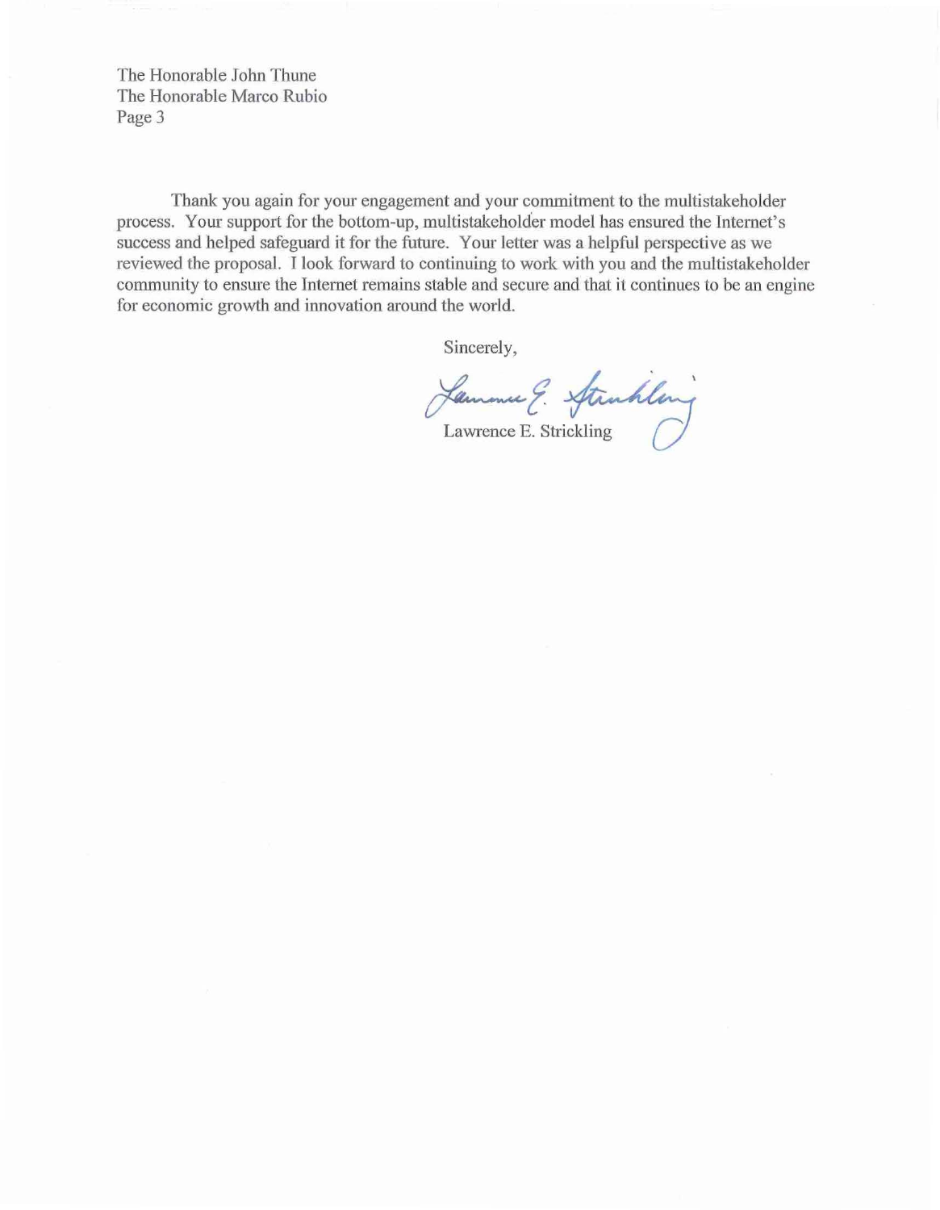The Honorable John Thune
The Honorable Marco Rubio
Page 3

Thank you again for your engagement and your commitment to the multistakeholder process. Your support for the bottom-up, multistakeholder model has ensured the Internet's success and helped safeguard it for the future. Your letter was a helpful perspective as we reviewed the proposal. I look forward to continuing to work with you and the multistakeholder community to ensure the Internet remains stable and secure and that it continues to be an engine for economic growth and innovation around the world.

Sincerely,

Lawrence E. Strickling